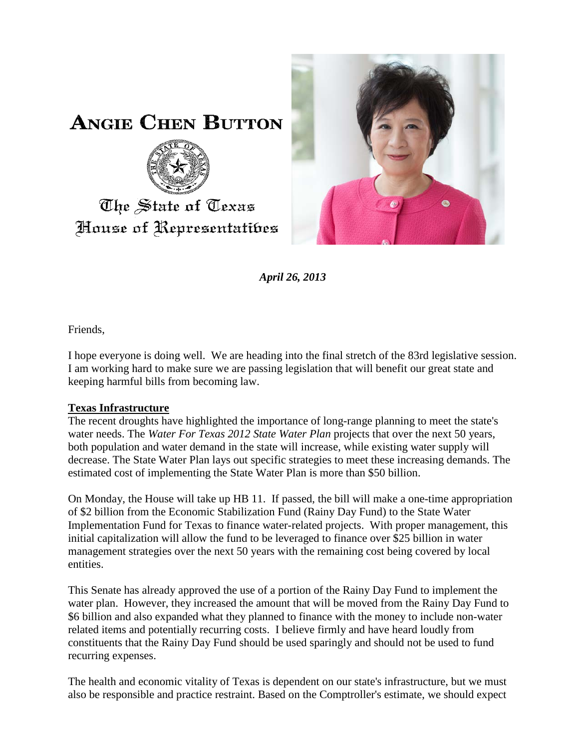# ANGIE CHEN BUTTON

The State of Texas
House of Representatives

***April 26, 2013***

Friends,

I hope everyone is doing well. We are heading into the final stretch of the 83rd legislative session. I am working hard to make sure we are passing legislation that will benefit our great state and keeping harmful bills from becoming law.

## Texas Infrastructure

The recent droughts have highlighted the importance of long-range planning to meet the state's water needs. The *Water For Texas 2012 State Water Plan* projects that over the next 50 years, both population and water demand in the state will increase, while existing water supply will decrease. The State Water Plan lays out specific strategies to meet these increasing demands. The estimated cost of implementing the State Water Plan is more than $50 billion.

On Monday, the House will take up HB 11. If passed, the bill will make a one-time appropriation of $2 billion from the Economic Stabilization Fund (Rainy Day Fund) to the State Water Implementation Fund for Texas to finance water-related projects. With proper management, this initial capitalization will allow the fund to be leveraged to finance over $25 billion in water management strategies over the next 50 years with the remaining cost being covered by local entities.

This Senate has already approved the use of a portion of the Rainy Day Fund to implement the water plan. However, they increased the amount that will be moved from the Rainy Day Fund to $6 billion and also expanded what they planned to finance with the money to include non-water related items and potentially recurring costs. I believe firmly and have heard loudly from constituents that the Rainy Day Fund should be used sparingly and should not be used to fund recurring expenses.

The health and economic vitality of Texas is dependent on our state's infrastructure, but we must also be responsible and practice restraint. Based on the Comptroller's estimate, we should expect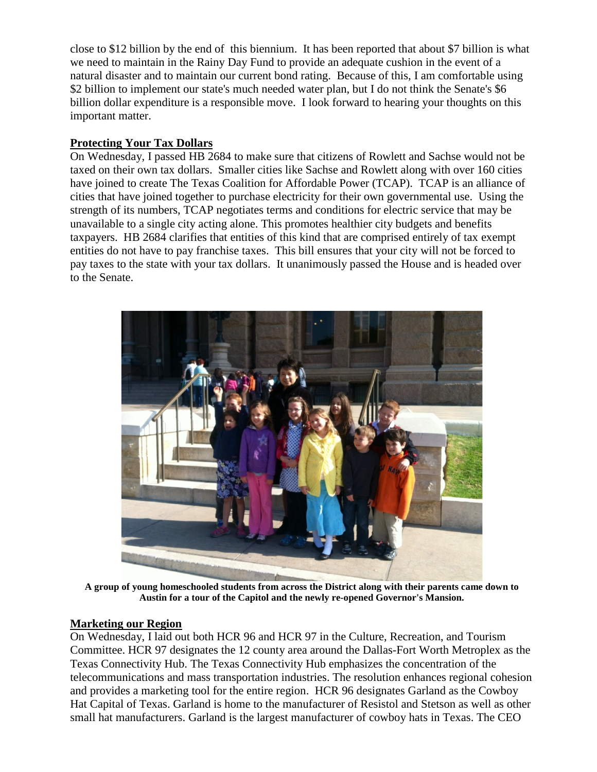close to $12 billion by the end of this biennium. It has been reported that about $7 billion is what we need to maintain in the Rainy Day Fund to provide an adequate cushion in the event of a natural disaster and to maintain our current bond rating. Because of this, I am comfortable using $2 billion to implement our state's much needed water plan, but I do not think the Senate's $6 billion dollar expenditure is a responsible move. I look forward to hearing your thoughts on this important matter.

**Protecting Your Tax Dollars**

On Wednesday, I passed HB 2684 to make sure that citizens of Rowlett and Sachse would not be taxed on their own tax dollars. Smaller cities like Sachse and Rowlett along with over 160 cities have joined to create The Texas Coalition for Affordable Power (TCAP). TCAP is an alliance of cities that have joined together to purchase electricity for their own governmental use. Using the strength of its numbers, TCAP negotiates terms and conditions for electric service that may be unavailable to a single city acting alone. This promotes healthier city budgets and benefits taxpayers. HB 2684 clarifies that entities of this kind that are comprised entirely of tax exempt entities do not have to pay franchise taxes. This bill ensures that your city will not be forced to pay taxes to the state with your tax dollars. It unanimously passed the House and is headed over to the Senate.

**A group of young homeschooled students from across the District along with their parents came down to Austin for a tour of the Capitol and the newly re-opened Governor's Mansion.**

**Marketing our Region**

On Wednesday, I laid out both HCR 96 and HCR 97 in the Culture, Recreation, and Tourism Committee. HCR 97 designates the 12 county area around the Dallas-Fort Worth Metroplex as the Texas Connectivity Hub. The Texas Connectivity Hub emphasizes the concentration of the telecommunications and mass transportation industries. The resolution enhances regional cohesion and provides a marketing tool for the entire region. HCR 96 designates Garland as the Cowboy Hat Capital of Texas. Garland is home to the manufacturer of Resistol and Stetson as well as other small hat manufacturers. Garland is the largest manufacturer of cowboy hats in Texas. The CEO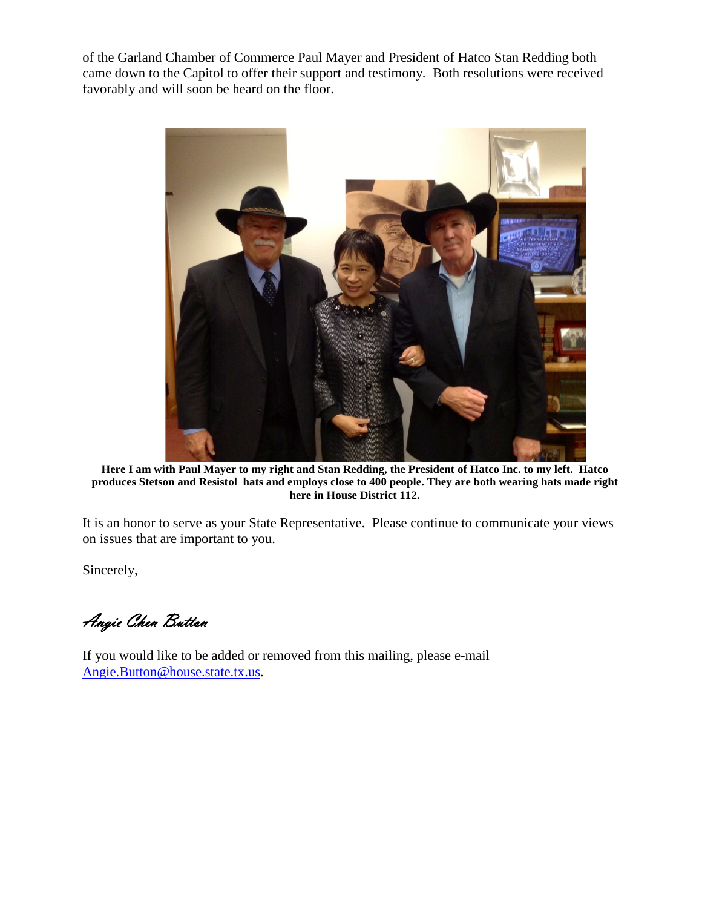of the Garland Chamber of Commerce Paul Mayer and President of Hatco Stan Redding both came down to the Capitol to offer their support and testimony. Both resolutions were received favorably and will soon be heard on the floor.

**Here I am with Paul Mayer to my right and Stan Redding, the President of Hatco Inc. to my left. Hatco produces Stetson and Resistol hats and employs close to 400 people. They are both wearing hats made right here in House District 112.**

It is an honor to serve as your State Representative. Please continue to communicate your views on issues that are important to you.

Sincerely,

*Angie Chen Button*

If you would like to be added or removed from this mailing, please e-mail Angie.Button@house.state.tx.us.